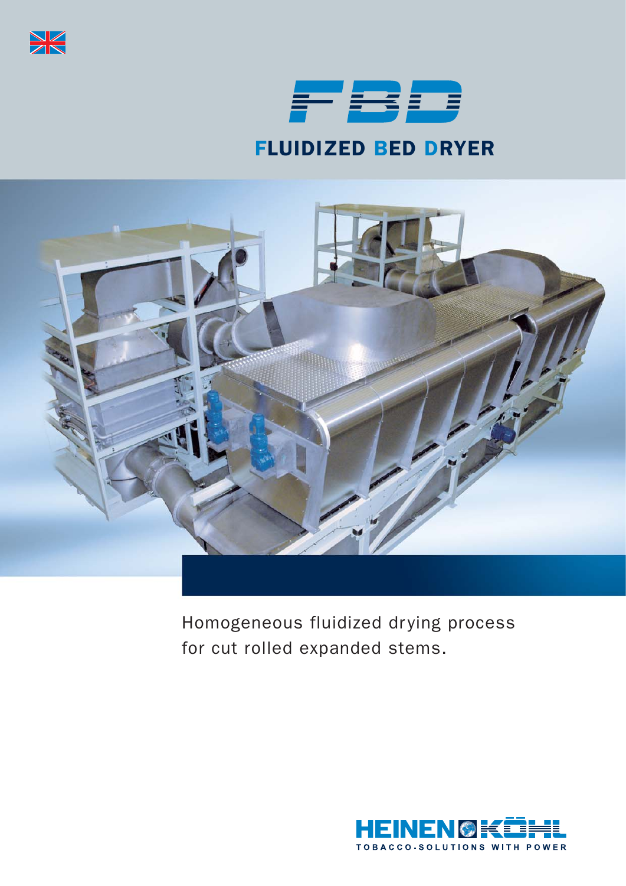# FBD

## FLUIDIZED BED DRYER

Homogeneous fluidized drying process for cut rolled expanded stems.

HEINEN KÖHL
TOBACCO-SOLUTIONS WITH POWER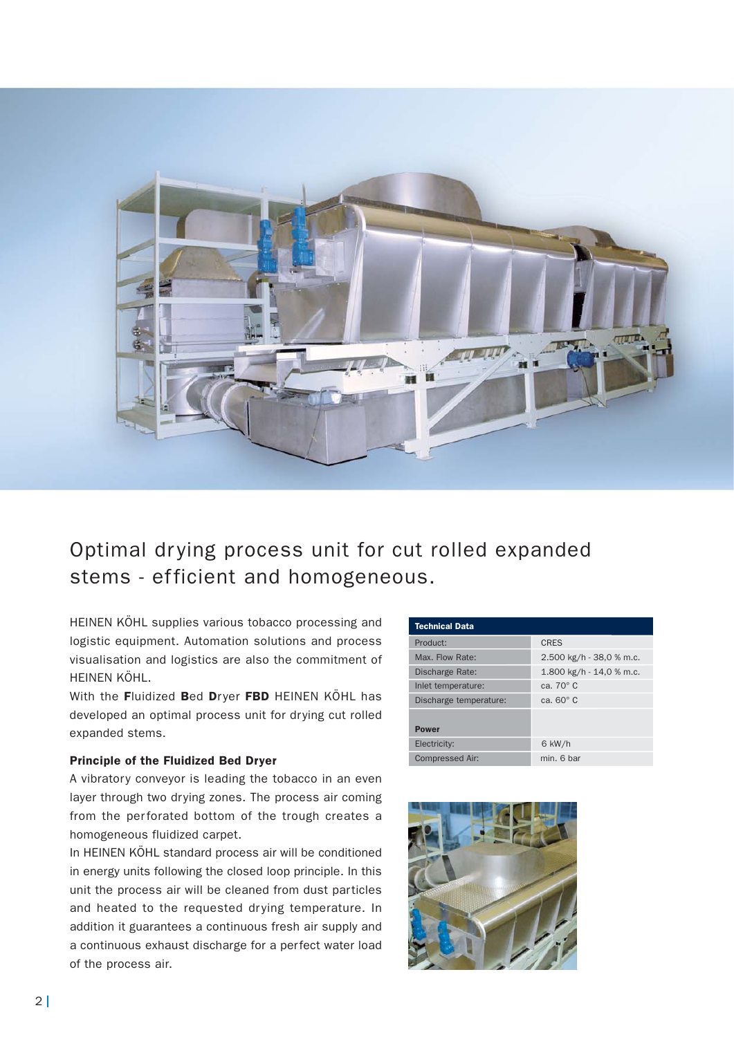# Optimal drying process unit for cut rolled expanded stems - efficient and homogeneous.

HEINEN KÖHL supplies various tobacco processing and logistic equipment. Automation solutions and process visualisation and logistics are also the commitment of HEINEN KÖHL.

With the **F**luidized **B**ed **D**ryer **FBD** HEINEN KÖHL has developed an optimal process unit for drying cut rolled expanded stems.

**Principle of the Fluidized Bed Dryer**

A vibratory conveyor is leading the tobacco in an even layer through two drying zones. The process air coming from the perforated bottom of the trough creates a homogeneous fluidized carpet.

In HEINEN KÖHL standard process air will be conditioned in energy units following the closed loop principle. In this unit the process air will be cleaned from dust particles and heated to the requested drying temperature. In addition it guarantees a continuous fresh air supply and a continuous exhaust discharge for a perfect water load of the process air.

| Technical Data | |
|---|---|
| Product: | CRES |
| Max. Flow Rate: | 2.500 kg/h - 38,0 % m.c. |
| Discharge Rate: | 1.800 kg/h - 14,0 % m.c. |
| Inlet temperature: | ca. 70° C |
| Discharge temperature: | ca. 60° C |
| **Power** | |
| Electricity: | 6 kW/h |
| Compressed Air: | min. 6 bar |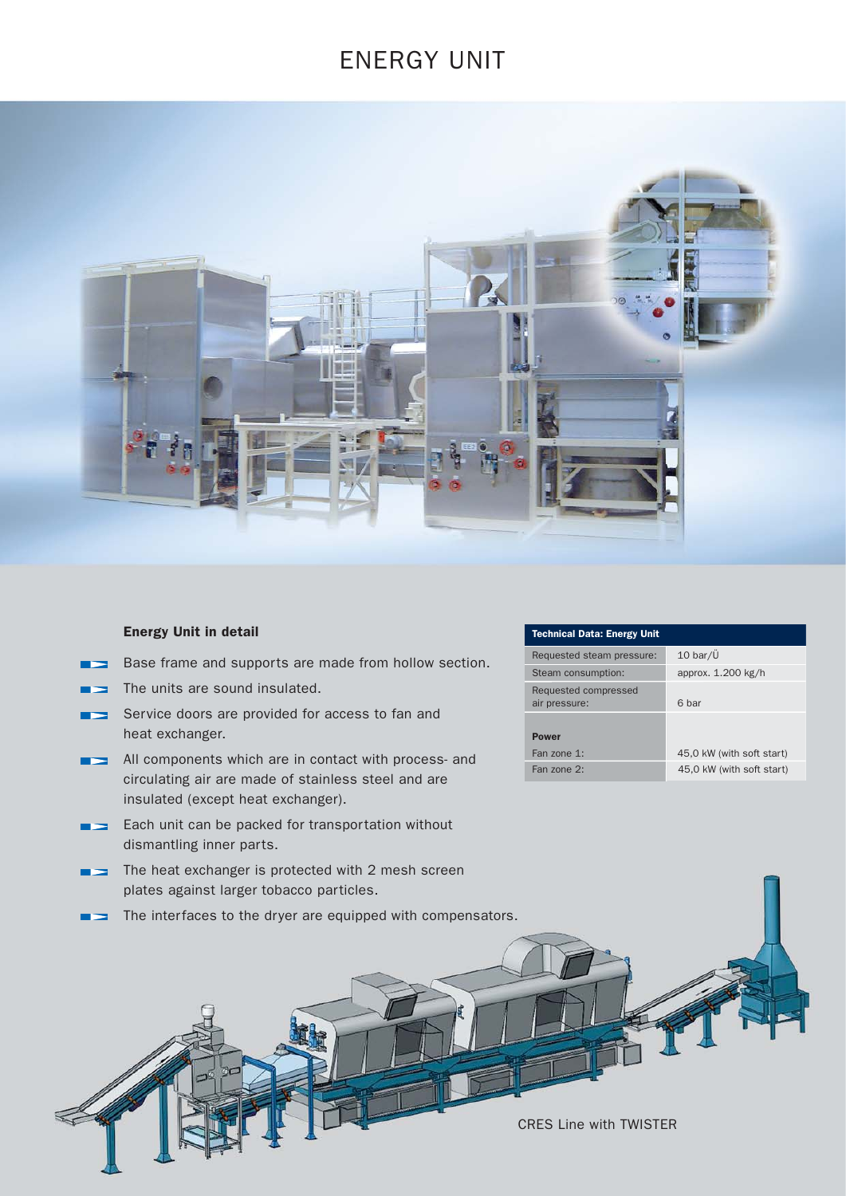# ENERGY UNIT

### Energy Unit in detail

- Base frame and supports are made from hollow section.
- The units are sound insulated.
- Service doors are provided for access to fan and heat exchanger.
- All components which are in contact with process- and circulating air are made of stainless steel and are insulated (except heat exchanger).
- Each unit can be packed for transportation without dismantling inner parts.
- The heat exchanger is protected with 2 mesh screen plates against larger tobacco particles.
- The interfaces to the dryer are equipped with compensators.

| Technical Data: Energy Unit | |
|---|---|
| Requested steam pressure: | 10 bar/Ü |
| Steam consumption: | approx. 1.200 kg/h |
| Requested compressed air pressure: | 6 bar |
| **Power** | |
| Fan zone 1: | 45,0 kW (with soft start) |
| Fan zone 2: | 45,0 kW (with soft start) |

CRES Line with TWISTER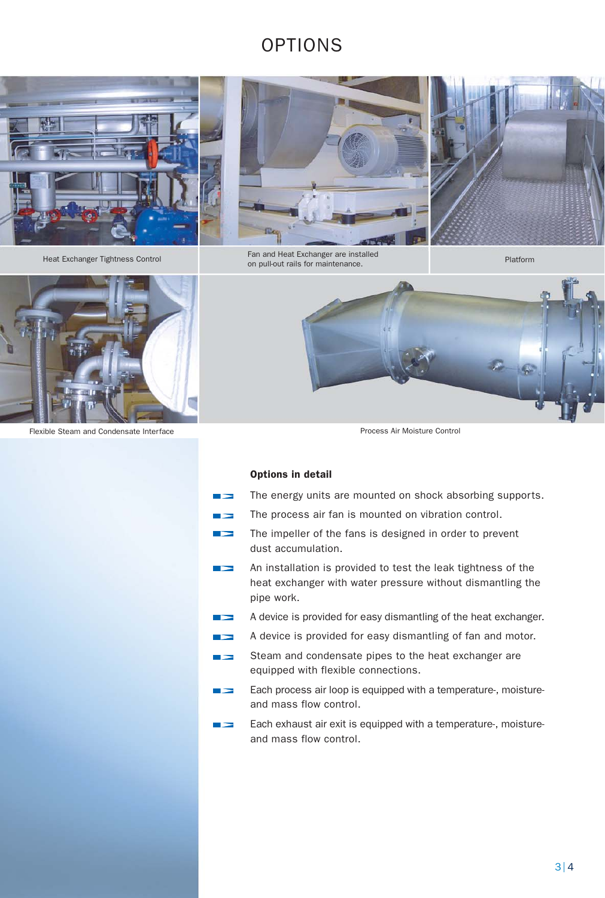# OPTIONS

Heat Exchanger Tightness Control

Fan and Heat Exchanger are installed on pull-out rails for maintenance.

Platform

Flexible Steam and Condensate Interface

Process Air Moisture Control

**Options in detail**

- The energy units are mounted on shock absorbing supports.
- The process air fan is mounted on vibration control.
- The impeller of the fans is designed in order to prevent dust accumulation.
- An installation is provided to test the leak tightness of the heat exchanger with water pressure without dismantling the pipe work.
- A device is provided for easy dismantling of the heat exchanger.
- A device is provided for easy dismantling of fan and motor.
- Steam and condensate pipes to the heat exchanger are equipped with flexible connections.
- Each process air loop is equipped with a temperature-, moisture- and mass flow control.
- Each exhaust air exit is equipped with a temperature-, moisture- and mass flow control.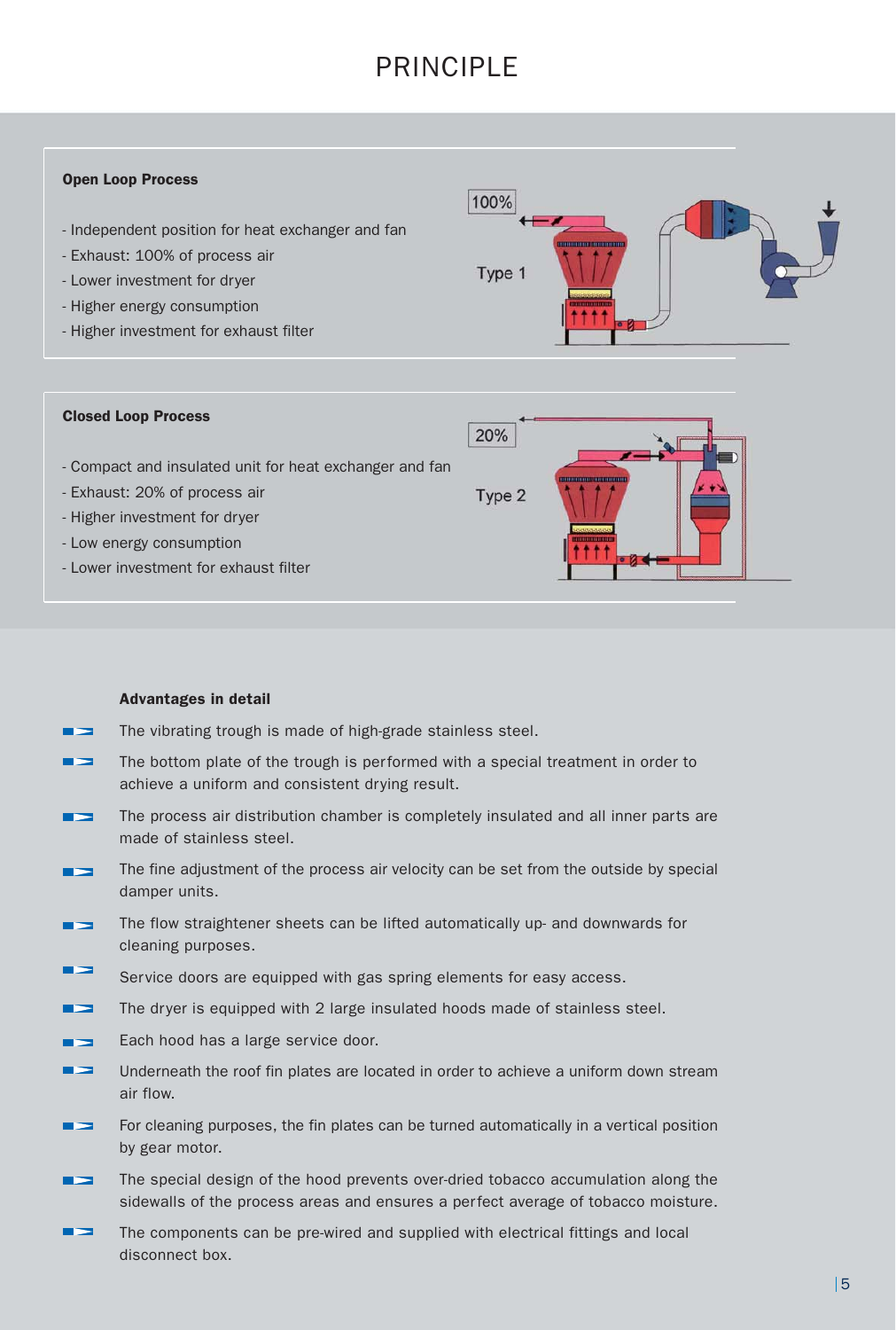# PRINCIPLE

**Open Loop Process**

- Independent position for heat exchanger and fan
- Exhaust: 100% of process air
- Lower investment for dryer
- Higher energy consumption
- Higher investment for exhaust filter

100%

Type 1

**Closed Loop Process**

- Compact and insulated unit for heat exchanger and fan
- Exhaust: 20% of process air
- Higher investment for dryer
- Low energy consumption
- Lower investment for exhaust filter

20%

Type 2

**Advantages in detail**

- The vibrating trough is made of high-grade stainless steel.
- The bottom plate of the trough is performed with a special treatment in order to achieve a uniform and consistent drying result.
- The process air distribution chamber is completely insulated and all inner parts are made of stainless steel.
- The fine adjustment of the process air velocity can be set from the outside by special damper units.
- The flow straightener sheets can be lifted automatically up- and downwards for cleaning purposes.
- Service doors are equipped with gas spring elements for easy access.
- The dryer is equipped with 2 large insulated hoods made of stainless steel.
- Each hood has a large service door.
- Underneath the roof fin plates are located in order to achieve a uniform down stream air flow.
- For cleaning purposes, the fin plates can be turned automatically in a vertical position by gear motor.
- The special design of the hood prevents over-dried tobacco accumulation along the sidewalls of the process areas and ensures a perfect average of tobacco moisture.
- The components can be pre-wired and supplied with electrical fittings and local disconnect box.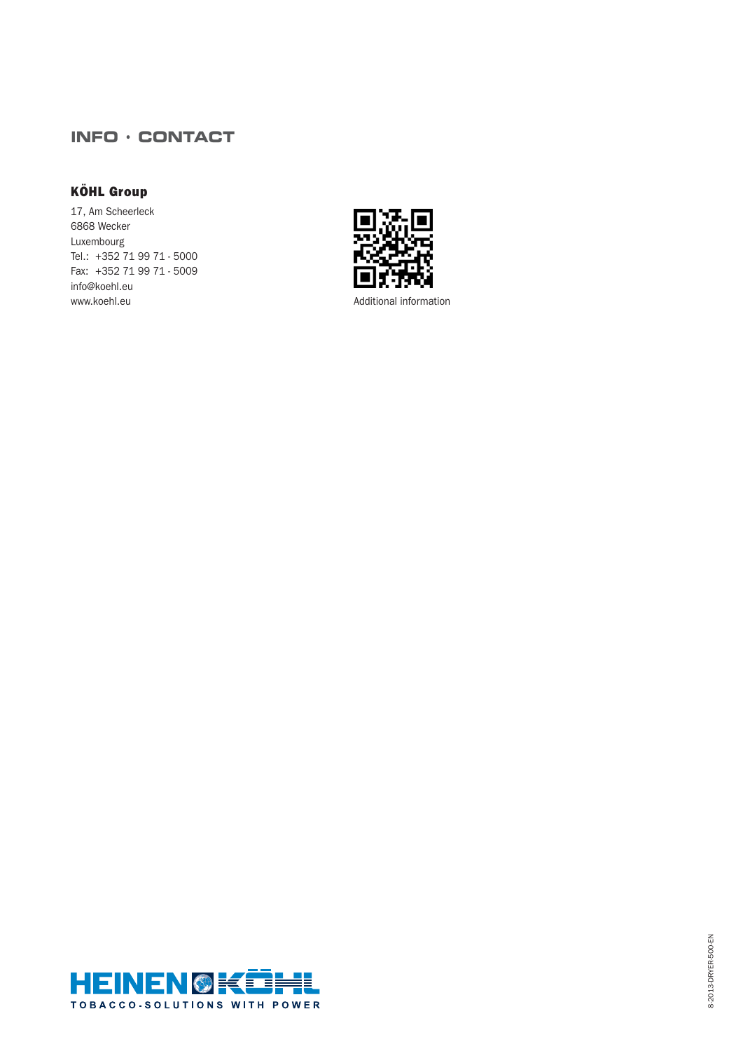## INFO · CONTACT

### KÖHL Group

17, Am Scheerleck
6868 Wecker
Luxembourg
Tel.: +352 71 99 71 - 5000
Fax: +352 71 99 71 - 5009
info@koehl.eu
www.koehl.eu

Additional information

HEINEN KÖHL
TOBACCO-SOLUTIONS WITH POWER

8-2013-DRYER-500-EN